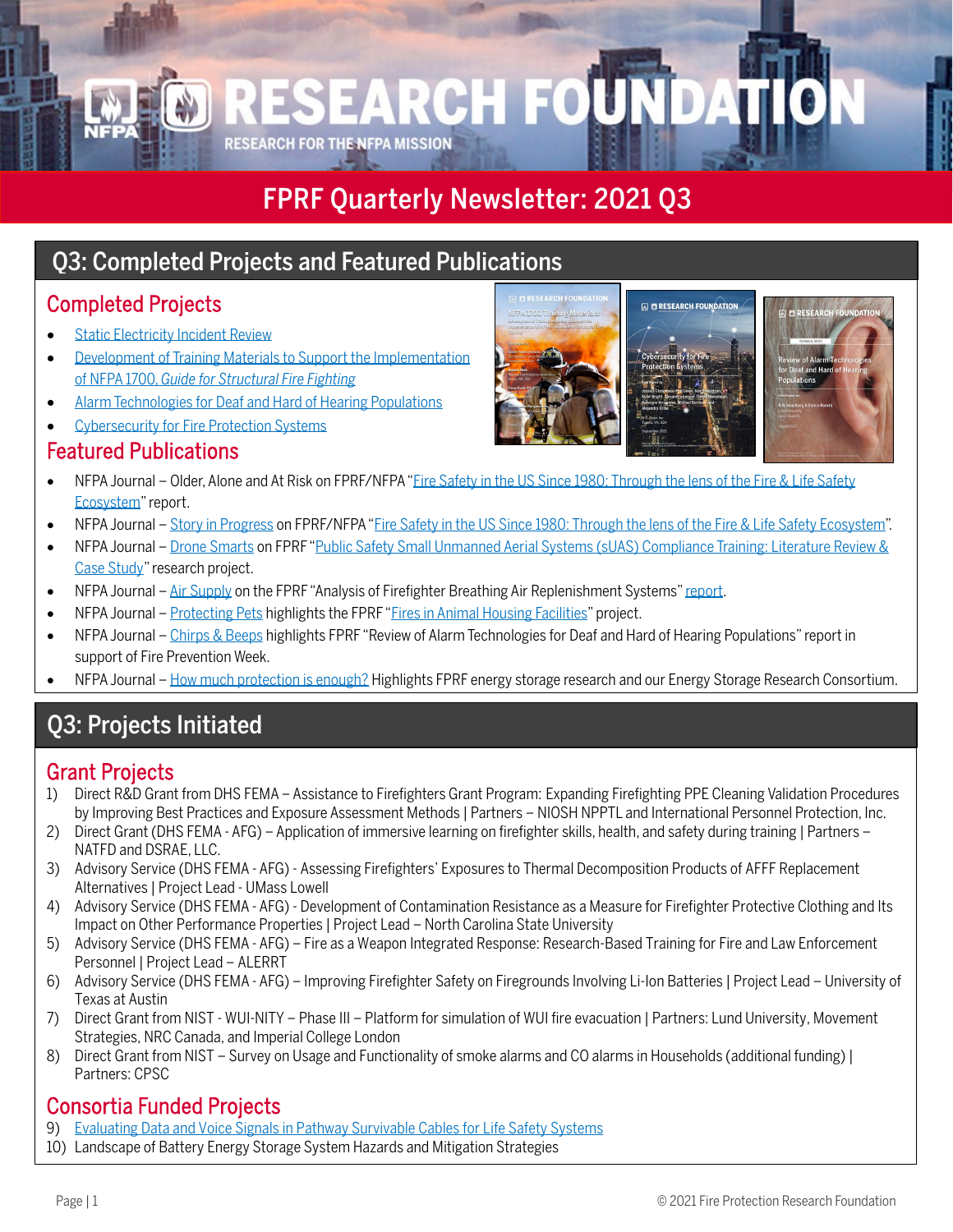# RESEARCH FOUNDATION

RESEARCH FOR THE NFPA MISSION

# FPRF Quarterly Newsletter: 2021 Q3

## Q3: Completed Projects and Featured Publications

### Completed Projects

- Static Electricity Incident Review
- Development of Training Materials to Support the Implementation of NFPA 1700, *Guide for Structural Fire Fighting*
- Alarm Technologies for Deaf and Hard of Hearing Populations
- Cybersecurity for Fire Protection Systems

### Featured Publications

- NFPA Journal – Older, Alone and At Risk on FPRF/NFPA "Fire Safety in the US Since 1980: Through the lens of the Fire & Life Safety Ecosystem" report.
- NFPA Journal – Story in Progress on FPRF/NFPA "Fire Safety in the US Since 1980: Through the lens of the Fire & Life Safety Ecosystem".
- NFPA Journal – Drone Smarts on FPRF "Public Safety Small Unmanned Aerial Systems (sUAS) Compliance Training: Literature Review & Case Study" research project.
- NFPA Journal – Air Supply on the FPRF "Analysis of Firefighter Breathing Air Replenishment Systems" report.
- NFPA Journal – Protecting Pets highlights the FPRF "Fires in Animal Housing Facilities" project.
- NFPA Journal – Chirps & Beeps highlights FPRF "Review of Alarm Technologies for Deaf and Hard of Hearing Populations" report in support of Fire Prevention Week.
- NFPA Journal – How much protection is enough? Highlights FPRF energy storage research and our Energy Storage Research Consortium.

## Q3: Projects Initiated

### Grant Projects

1) Direct R&D Grant from DHS FEMA – Assistance to Firefighters Grant Program: Expanding Firefighting PPE Cleaning Validation Procedures by Improving Best Practices and Exposure Assessment Methods | Partners – NIOSH NPPTL and International Personnel Protection, Inc.
2) Direct Grant (DHS FEMA - AFG) – Application of immersive learning on firefighter skills, health, and safety during training | Partners – NATFD and DSRAE, LLC.
3) Advisory Service (DHS FEMA - AFG) - Assessing Firefighters' Exposures to Thermal Decomposition Products of AFFF Replacement Alternatives | Project Lead - UMass Lowell
4) Advisory Service (DHS FEMA - AFG) - Development of Contamination Resistance as a Measure for Firefighter Protective Clothing and Its Impact on Other Performance Properties | Project Lead – North Carolina State University
5) Advisory Service (DHS FEMA - AFG) – Fire as a Weapon Integrated Response: Research-Based Training for Fire and Law Enforcement Personnel | Project Lead – ALERRT
6) Advisory Service (DHS FEMA - AFG) – Improving Firefighter Safety on Firegrounds Involving Li-Ion Batteries | Project Lead – University of Texas at Austin
7) Direct Grant from NIST - WUI-NITY – Phase III – Platform for simulation of WUI fire evacuation | Partners: Lund University, Movement Strategies, NRC Canada, and Imperial College London
8) Direct Grant from NIST – Survey on Usage and Functionality of smoke alarms and CO alarms in Households (additional funding) | Partners: CPSC

### Consortia Funded Projects

9) Evaluating Data and Voice Signals in Pathway Survivable Cables for Life Safety Systems
10) Landscape of Battery Energy Storage System Hazards and Mitigation Strategies

© 2021 Fire Protection Research Foundation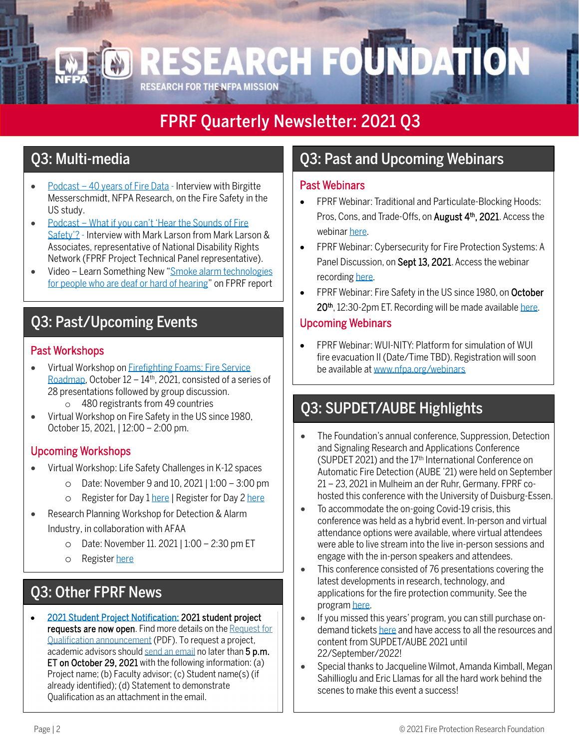# RESEARCH FOUNDATION

RESEARCH FOR THE NFPA MISSION

## FPRF Quarterly Newsletter: 2021 Q3

## Q3: Multi-media

- Podcast – 40 years of Fire Data - Interview with Birgitte Messerschmidt, NFPA Research, on the Fire Safety in the US study.
- Podcast – What if you can't 'Hear the Sounds of Fire Safety'? - Interview with Mark Larson from Mark Larson & Associates, representative of National Disability Rights Network (FPRF Project Technical Panel representative).
- Video – Learn Something New "Smoke alarm technologies for people who are deaf or hard of hearing" on FPRF report

## Q3: Past/Upcoming Events

### Past Workshops

- Virtual Workshop on Firefighting Foams: Fire Service Roadmap, October 12 – 14th, 2021, consisted of a series of 28 presentations followed by group discussion.
  - 480 registrants from 49 countries
- Virtual Workshop on Fire Safety in the US since 1980, October 15, 2021, | 12:00 – 2:00 pm.

### Upcoming Workshops

- Virtual Workshop: Life Safety Challenges in K-12 spaces
  - Date: November 9 and 10, 2021 | 1:00 – 3:00 pm
  - Register for Day 1 here | Register for Day 2 here
- Research Planning Workshop for Detection & Alarm Industry, in collaboration with AFAA
  - Date: November 11. 2021 | 1:00 – 2:30 pm ET
  - Register here

## Q3: Other FPRF News

- 2021 Student Project Notification: **2021 student project requests are now open**. Find more details on the Request for Qualification announcement (PDF). To request a project, academic advisors should send an email no later than **5 p.m. ET on October 29, 2021** with the following information: (a) Project name; (b) Faculty advisor; (c) Student name(s) (if already identified); (d) Statement to demonstrate Qualification as an attachment in the email.

## Q3: Past and Upcoming Webinars

### Past Webinars

- FPRF Webinar: Traditional and Particulate-Blocking Hoods: Pros, Cons, and Trade-Offs, on **August 4th, 2021**. Access the webinar here.
- FPRF Webinar: Cybersecurity for Fire Protection Systems: A Panel Discussion, on **Sept 13, 2021**. Access the webinar recording here.
- FPRF Webinar: Fire Safety in the US since 1980, on **October 20th**, 12:30-2pm ET. Recording will be made available here.

### Upcoming Webinars

- FPRF Webinar: WUI-NITY: Platform for simulation of WUI fire evacuation II (Date/Time TBD). Registration will soon be available at www.nfpa.org/webinars

## Q3: SUPDET/AUBE Highlights

- The Foundation's annual conference, Suppression, Detection and Signaling Research and Applications Conference (SUPDET 2021) and the 17th International Conference on Automatic Fire Detection (AUBE '21) were held on September 21 – 23, 2021 in Mulheim an der Ruhr, Germany. FPRF co-hosted this conference with the University of Duisburg-Essen.
- To accommodate the on-going Covid-19 crisis, this conference was held as a hybrid event. In-person and virtual attendance options were available, where virtual attendees were able to live stream into the live in-person sessions and engage with the in-person speakers and attendees.
- This conference consisted of 76 presentations covering the latest developments in research, technology, and applications for the fire protection community. See the program here.
- If you missed this years' program, you can still purchase on-demand tickets here and have access to all the resources and content from SUPDET/AUBE 2021 until 22/September/2022!
- Special thanks to Jacqueline Wilmot, Amanda Kimball, Megan Sahillioglu and Eric Llamas for all the hard work behind the scenes to make this event a success!

© 2021 Fire Protection Research Foundation